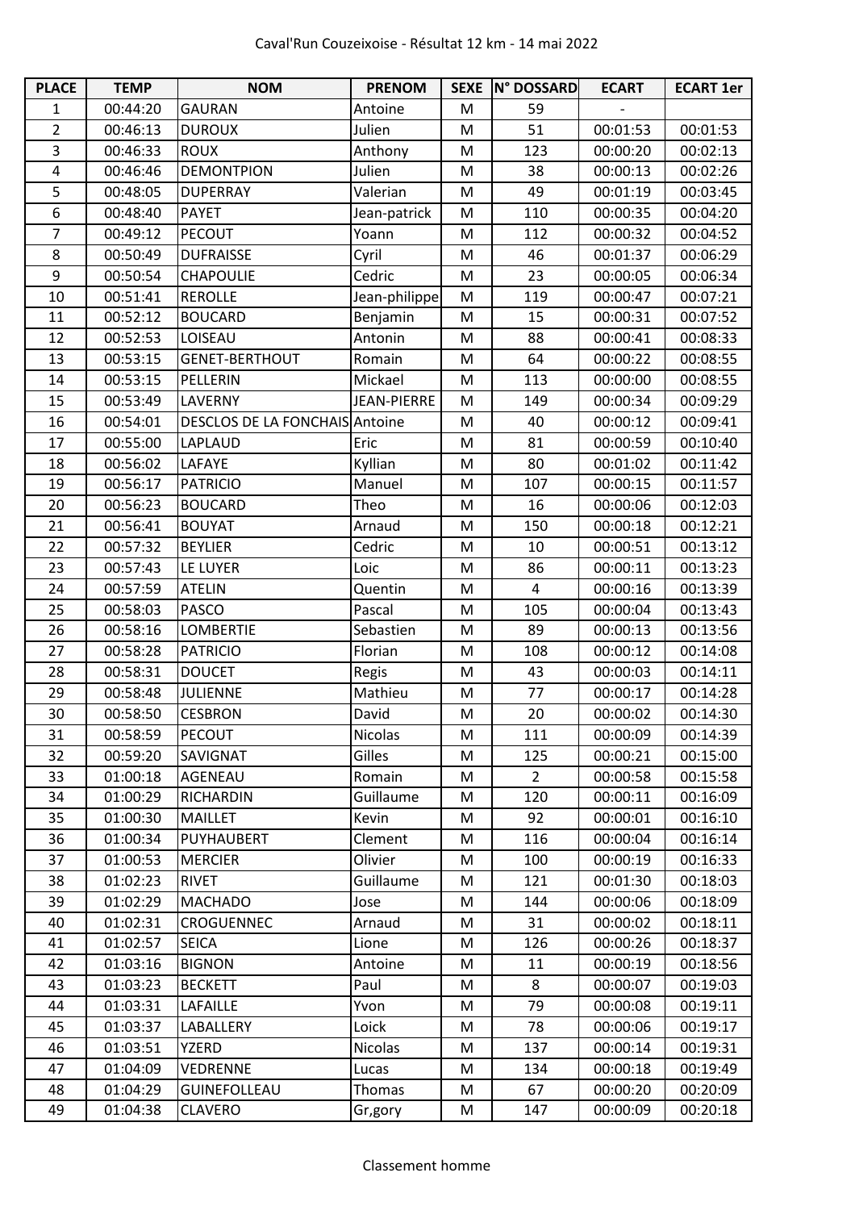# Caval'Run Couzeixoise - Résultat 12 km - 14 mai 2022

| PLACE | TEMP | NOM | PRENOM | SEXE | N° DOSSARD | ECART | ECART 1er |
|---|---|---|---|---|---|---|---|
| 1 | 00:44:20 | GAURAN | Antoine | M | 59 | - | |
| 2 | 00:46:13 | DUROUX | Julien | M | 51 | 00:01:53 | 00:01:53 |
| 3 | 00:46:33 | ROUX | Anthony | M | 123 | 00:00:20 | 00:02:13 |
| 4 | 00:46:46 | DEMONTPION | Julien | M | 38 | 00:00:13 | 00:02:26 |
| 5 | 00:48:05 | DUPERRAY | Valerian | M | 49 | 00:01:19 | 00:03:45 |
| 6 | 00:48:40 | PAYET | Jean-patrick | M | 110 | 00:00:35 | 00:04:20 |
| 7 | 00:49:12 | PECOUT | Yoann | M | 112 | 00:00:32 | 00:04:52 |
| 8 | 00:50:49 | DUFRAISSE | Cyril | M | 46 | 00:01:37 | 00:06:29 |
| 9 | 00:50:54 | CHAPOULIE | Cedric | M | 23 | 00:00:05 | 00:06:34 |
| 10 | 00:51:41 | REROLLE | Jean-philippe | M | 119 | 00:00:47 | 00:07:21 |
| 11 | 00:52:12 | BOUCARD | Benjamin | M | 15 | 00:00:31 | 00:07:52 |
| 12 | 00:52:53 | LOISEAU | Antonin | M | 88 | 00:00:41 | 00:08:33 |
| 13 | 00:53:15 | GENET-BERTHOUT | Romain | M | 64 | 00:00:22 | 00:08:55 |
| 14 | 00:53:15 | PELLERIN | Mickael | M | 113 | 00:00:00 | 00:08:55 |
| 15 | 00:53:49 | LAVERNY | JEAN-PIERRE | M | 149 | 00:00:34 | 00:09:29 |
| 16 | 00:54:01 | DESCLOS DE LA FONCHAIS | Antoine | M | 40 | 00:00:12 | 00:09:41 |
| 17 | 00:55:00 | LAPLAUD | Eric | M | 81 | 00:00:59 | 00:10:40 |
| 18 | 00:56:02 | LAFAYE | Kyllian | M | 80 | 00:01:02 | 00:11:42 |
| 19 | 00:56:17 | PATRICIO | Manuel | M | 107 | 00:00:15 | 00:11:57 |
| 20 | 00:56:23 | BOUCARD | Theo | M | 16 | 00:00:06 | 00:12:03 |
| 21 | 00:56:41 | BOUYAT | Arnaud | M | 150 | 00:00:18 | 00:12:21 |
| 22 | 00:57:32 | BEYLIER | Cedric | M | 10 | 00:00:51 | 00:13:12 |
| 23 | 00:57:43 | LE LUYER | Loic | M | 86 | 00:00:11 | 00:13:23 |
| 24 | 00:57:59 | ATELIN | Quentin | M | 4 | 00:00:16 | 00:13:39 |
| 25 | 00:58:03 | PASCO | Pascal | M | 105 | 00:00:04 | 00:13:43 |
| 26 | 00:58:16 | LOMBERTIE | Sebastien | M | 89 | 00:00:13 | 00:13:56 |
| 27 | 00:58:28 | PATRICIO | Florian | M | 108 | 00:00:12 | 00:14:08 |
| 28 | 00:58:31 | DOUCET | Regis | M | 43 | 00:00:03 | 00:14:11 |
| 29 | 00:58:48 | JULIENNE | Mathieu | M | 77 | 00:00:17 | 00:14:28 |
| 30 | 00:58:50 | CESBRON | David | M | 20 | 00:00:02 | 00:14:30 |
| 31 | 00:58:59 | PECOUT | Nicolas | M | 111 | 00:00:09 | 00:14:39 |
| 32 | 00:59:20 | SAVIGNAT | Gilles | M | 125 | 00:00:21 | 00:15:00 |
| 33 | 01:00:18 | AGENEAU | Romain | M | 2 | 00:00:58 | 00:15:58 |
| 34 | 01:00:29 | RICHARDIN | Guillaume | M | 120 | 00:00:11 | 00:16:09 |
| 35 | 01:00:30 | MAILLET | Kevin | M | 92 | 00:00:01 | 00:16:10 |
| 36 | 01:00:34 | PUYHAUBERT | Clement | M | 116 | 00:00:04 | 00:16:14 |
| 37 | 01:00:53 | MERCIER | Olivier | M | 100 | 00:00:19 | 00:16:33 |
| 38 | 01:02:23 | RIVET | Guillaume | M | 121 | 00:01:30 | 00:18:03 |
| 39 | 01:02:29 | MACHADO | Jose | M | 144 | 00:00:06 | 00:18:09 |
| 40 | 01:02:31 | CROGUENNEC | Arnaud | M | 31 | 00:00:02 | 00:18:11 |
| 41 | 01:02:57 | SEICA | Lione | M | 126 | 00:00:26 | 00:18:37 |
| 42 | 01:03:16 | BIGNON | Antoine | M | 11 | 00:00:19 | 00:18:56 |
| 43 | 01:03:23 | BECKETT | Paul | M | 8 | 00:00:07 | 00:19:03 |
| 44 | 01:03:31 | LAFAILLE | Yvon | M | 79 | 00:00:08 | 00:19:11 |
| 45 | 01:03:37 | LABALLERY | Loick | M | 78 | 00:00:06 | 00:19:17 |
| 46 | 01:03:51 | YZERD | Nicolas | M | 137 | 00:00:14 | 00:19:31 |
| 47 | 01:04:09 | VEDRENNE | Lucas | M | 134 | 00:00:18 | 00:19:49 |
| 48 | 01:04:29 | GUINEFOLLEAU | Thomas | M | 67 | 00:00:20 | 00:20:09 |
| 49 | 01:04:38 | CLAVERO | Gr,gory | M | 147 | 00:00:09 | 00:20:18 |

Classement homme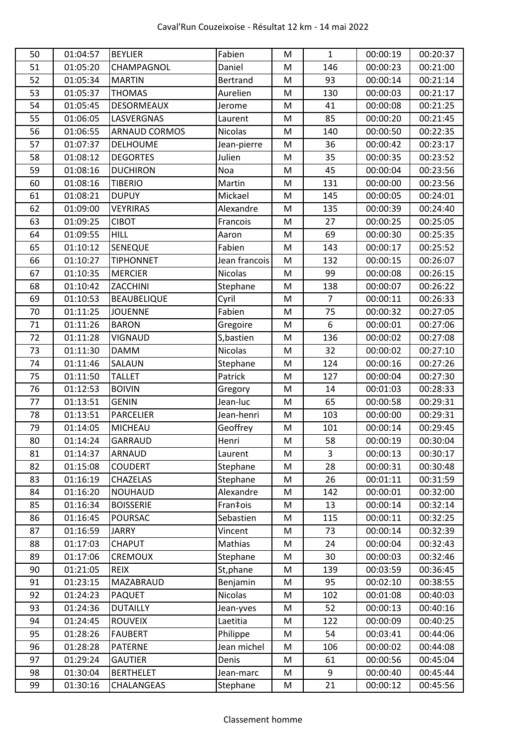Caval'Run Couzeixoise - Résultat 12 km - 14 mai 2022

| 50 | 01:04:57 | BEYLIER | Fabien | M | 1 | 00:00:19 | 00:20:37 |
|---|---|---|---|---|---|---|---|
| 51 | 01:05:20 | CHAMPAGNOL | Daniel | M | 146 | 00:00:23 | 00:21:00 |
| 52 | 01:05:34 | MARTIN | Bertrand | M | 93 | 00:00:14 | 00:21:14 |
| 53 | 01:05:37 | THOMAS | Aurelien | M | 130 | 00:00:03 | 00:21:17 |
| 54 | 01:05:45 | DESORMEAUX | Jerome | M | 41 | 00:00:08 | 00:21:25 |
| 55 | 01:06:05 | LASVERGNAS | Laurent | M | 85 | 00:00:20 | 00:21:45 |
| 56 | 01:06:55 | ARNAUD CORMOS | Nicolas | M | 140 | 00:00:50 | 00:22:35 |
| 57 | 01:07:37 | DELHOUME | Jean-pierre | M | 36 | 00:00:42 | 00:23:17 |
| 58 | 01:08:12 | DEGORTES | Julien | M | 35 | 00:00:35 | 00:23:52 |
| 59 | 01:08:16 | DUCHIRON | Noa | M | 45 | 00:00:04 | 00:23:56 |
| 60 | 01:08:16 | TIBERIO | Martin | M | 131 | 00:00:00 | 00:23:56 |
| 61 | 01:08:21 | DUPUY | Mickael | M | 145 | 00:00:05 | 00:24:01 |
| 62 | 01:09:00 | VEYRIRAS | Alexandre | M | 135 | 00:00:39 | 00:24:40 |
| 63 | 01:09:25 | CIBOT | Francois | M | 27 | 00:00:25 | 00:25:05 |
| 64 | 01:09:55 | HILL | Aaron | M | 69 | 00:00:30 | 00:25:35 |
| 65 | 01:10:12 | SENEQUE | Fabien | M | 143 | 00:00:17 | 00:25:52 |
| 66 | 01:10:27 | TIPHONNET | Jean francois | M | 132 | 00:00:15 | 00:26:07 |
| 67 | 01:10:35 | MERCIER | Nicolas | M | 99 | 00:00:08 | 00:26:15 |
| 68 | 01:10:42 | ZACCHINI | Stephane | M | 138 | 00:00:07 | 00:26:22 |
| 69 | 01:10:53 | BEAUBELIQUE | Cyril | M | 7 | 00:00:11 | 00:26:33 |
| 70 | 01:11:25 | JOUENNE | Fabien | M | 75 | 00:00:32 | 00:27:05 |
| 71 | 01:11:26 | BARON | Gregoire | M | 6 | 00:00:01 | 00:27:06 |
| 72 | 01:11:28 | VIGNAUD | S,bastien | M | 136 | 00:00:02 | 00:27:08 |
| 73 | 01:11:30 | DAMM | Nicolas | M | 32 | 00:00:02 | 00:27:10 |
| 74 | 01:11:46 | SALAUN | Stephane | M | 124 | 00:00:16 | 00:27:26 |
| 75 | 01:11:50 | TALLET | Patrick | M | 127 | 00:00:04 | 00:27:30 |
| 76 | 01:12:53 | BOIVIN | Gregory | M | 14 | 00:01:03 | 00:28:33 |
| 77 | 01:13:51 | GENIN | Jean-luc | M | 65 | 00:00:58 | 00:29:31 |
| 78 | 01:13:51 | PARCELIER | Jean-henri | M | 103 | 00:00:00 | 00:29:31 |
| 79 | 01:14:05 | MICHEAU | Geoffrey | M | 101 | 00:00:14 | 00:29:45 |
| 80 | 01:14:24 | GARRAUD | Henri | M | 58 | 00:00:19 | 00:30:04 |
| 81 | 01:14:37 | ARNAUD | Laurent | M | 3 | 00:00:13 | 00:30:17 |
| 82 | 01:15:08 | COUDERT | Stephane | M | 28 | 00:00:31 | 00:30:48 |
| 83 | 01:16:19 | CHAZELAS | Stephane | M | 26 | 00:01:11 | 00:31:59 |
| 84 | 01:16:20 | NOUHAUD | Alexandre | M | 142 | 00:00:01 | 00:32:00 |
| 85 | 01:16:34 | BOISSERIE | Fran‡ois | M | 13 | 00:00:14 | 00:32:14 |
| 86 | 01:16:45 | POURSAC | Sebastien | M | 115 | 00:00:11 | 00:32:25 |
| 87 | 01:16:59 | JARRY | Vincent | M | 73 | 00:00:14 | 00:32:39 |
| 88 | 01:17:03 | CHAPUT | Mathias | M | 24 | 00:00:04 | 00:32:43 |
| 89 | 01:17:06 | CREMOUX | Stephane | M | 30 | 00:00:03 | 00:32:46 |
| 90 | 01:21:05 | REIX | St,phane | M | 139 | 00:03:59 | 00:36:45 |
| 91 | 01:23:15 | MAZABRAUD | Benjamin | M | 95 | 00:02:10 | 00:38:55 |
| 92 | 01:24:23 | PAQUET | Nicolas | M | 102 | 00:01:08 | 00:40:03 |
| 93 | 01:24:36 | DUTAILLY | Jean-yves | M | 52 | 00:00:13 | 00:40:16 |
| 94 | 01:24:45 | ROUVEIX | Laetitia | M | 122 | 00:00:09 | 00:40:25 |
| 95 | 01:28:26 | FAUBERT | Philippe | M | 54 | 00:03:41 | 00:44:06 |
| 96 | 01:28:28 | PATERNE | Jean michel | M | 106 | 00:00:02 | 00:44:08 |
| 97 | 01:29:24 | GAUTIER | Denis | M | 61 | 00:00:56 | 00:45:04 |
| 98 | 01:30:04 | BERTHELET | Jean-marc | M | 9 | 00:00:40 | 00:45:44 |
| 99 | 01:30:16 | CHALANGEAS | Stephane | M | 21 | 00:00:12 | 00:45:56 |

Classement homme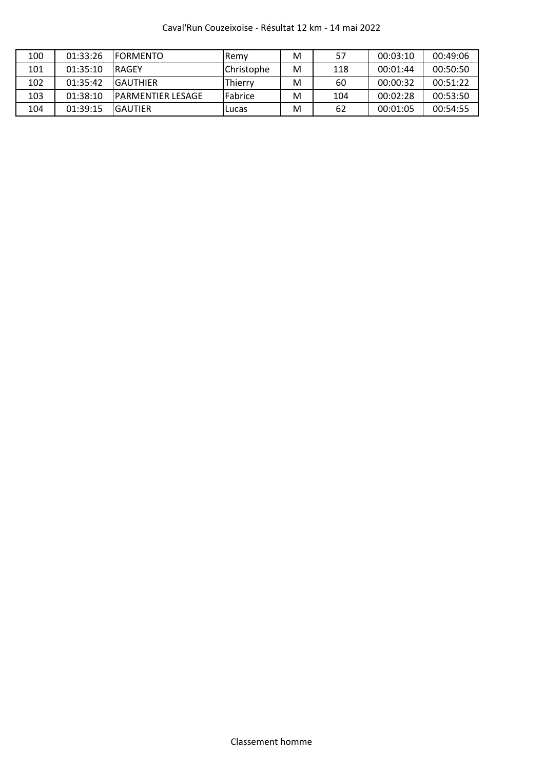Caval'Run Couzeixoise - Résultat 12 km - 14 mai 2022

| | | | | | | | |
|---|---|---|---|---|---|---|---|
| 100 | 01:33:26 | FORMENTO | Remy | M | 57 | 00:03:10 | 00:49:06 |
| 101 | 01:35:10 | RAGEY | Christophe | M | 118 | 00:01:44 | 00:50:50 |
| 102 | 01:35:42 | GAUTHIER | Thierry | M | 60 | 00:00:32 | 00:51:22 |
| 103 | 01:38:10 | PARMENTIER LESAGE | Fabrice | M | 104 | 00:02:28 | 00:53:50 |
| 104 | 01:39:15 | GAUTIER | Lucas | M | 62 | 00:01:05 | 00:54:55 |

Classement homme